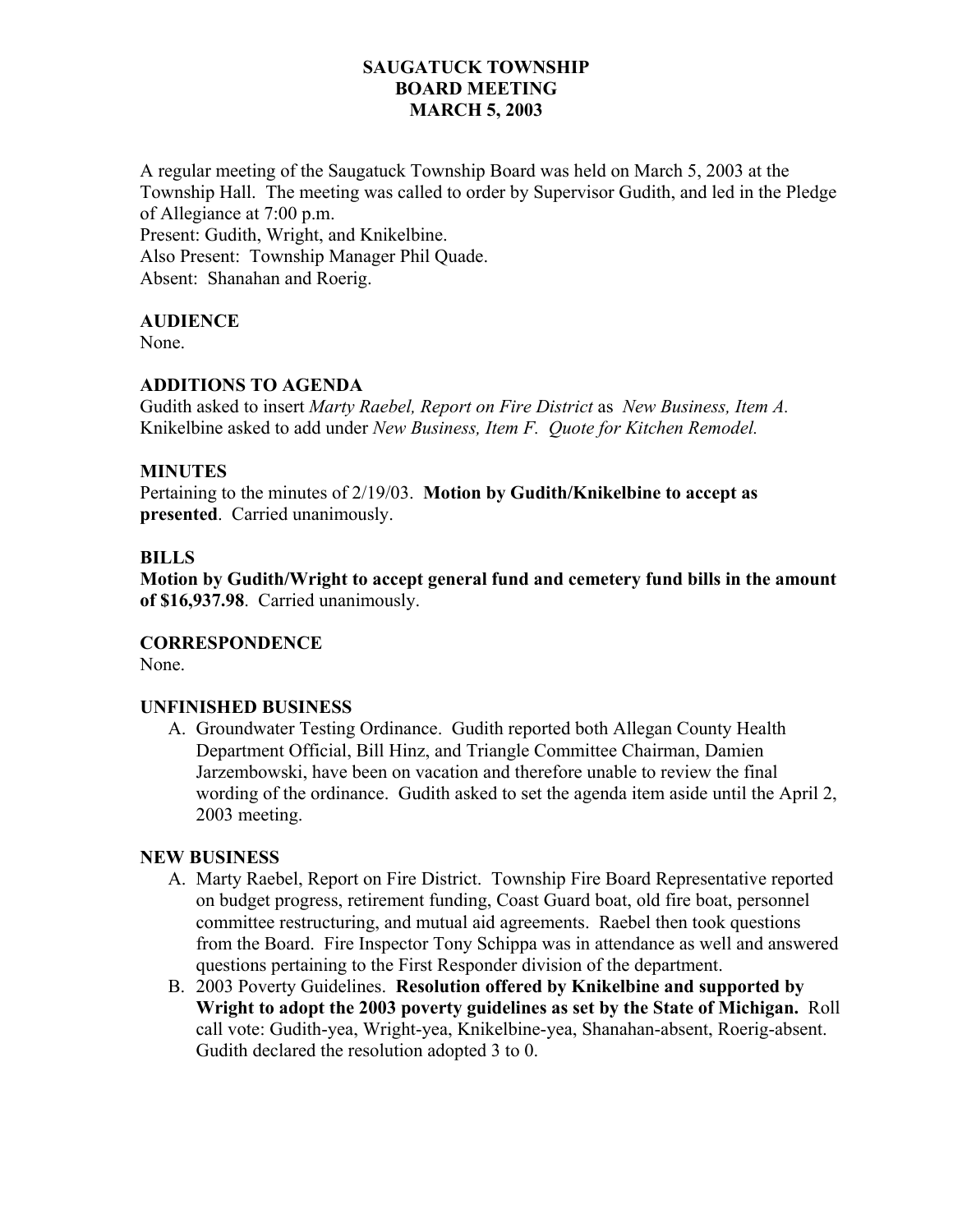# SAUGATUCK TOWNSHIP
# BOARD MEETING
# MARCH 5, 2003

A regular meeting of the Saugatuck Township Board was held on March 5, 2003 at the Township Hall. The meeting was called to order by Supervisor Gudith, and led in the Pledge of Allegiance at 7:00 p.m.
Present: Gudith, Wright, and Knikelbine.
Also Present: Township Manager Phil Quade.
Absent: Shanahan and Roerig.

## AUDIENCE

None.

## ADDITIONS TO AGENDA

Gudith asked to insert *Marty Raebel, Report on Fire District* as *New Business, Item A.* Knikelbine asked to add under *New Business, Item F. Quote for Kitchen Remodel.*

## MINUTES

Pertaining to the minutes of 2/19/03. **Motion by Gudith/Knikelbine to accept as presented**. Carried unanimously.

## BILLS

**Motion by Gudith/Wright to accept general fund and cemetery fund bills in the amount of $16,937.98**. Carried unanimously.

## CORRESPONDENCE

None.

## UNFINISHED BUSINESS

A. Groundwater Testing Ordinance. Gudith reported both Allegan County Health Department Official, Bill Hinz, and Triangle Committee Chairman, Damien Jarzembowski, have been on vacation and therefore unable to review the final wording of the ordinance. Gudith asked to set the agenda item aside until the April 2, 2003 meeting.

## NEW BUSINESS

A. Marty Raebel, Report on Fire District. Township Fire Board Representative reported on budget progress, retirement funding, Coast Guard boat, old fire boat, personnel committee restructuring, and mutual aid agreements. Raebel then took questions from the Board. Fire Inspector Tony Schippa was in attendance as well and answered questions pertaining to the First Responder division of the department.

B. 2003 Poverty Guidelines. **Resolution offered by Knikelbine and supported by Wright to adopt the 2003 poverty guidelines as set by the State of Michigan.** Roll call vote: Gudith-yea, Wright-yea, Knikelbine-yea, Shanahan-absent, Roerig-absent. Gudith declared the resolution adopted 3 to 0.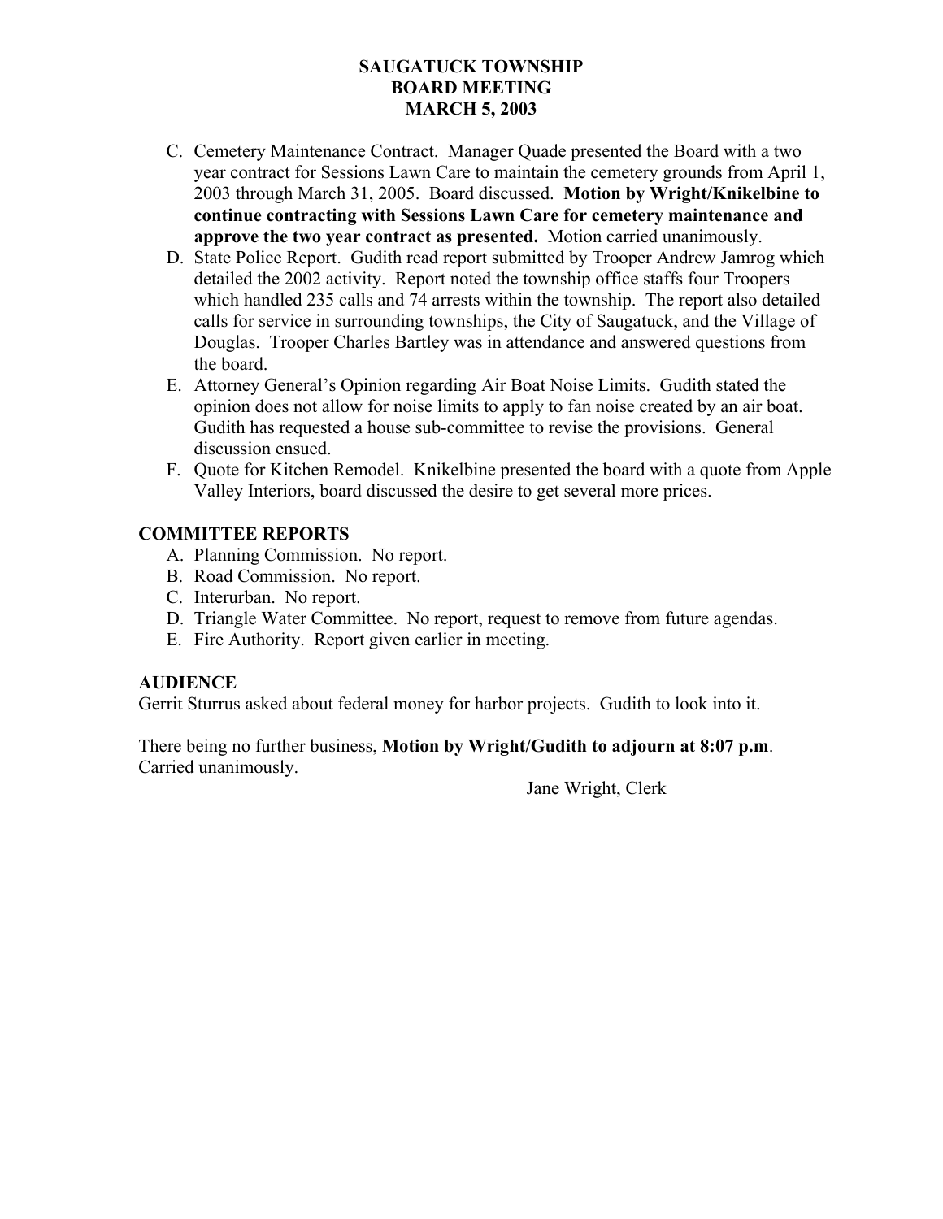**SAUGATUCK TOWNSHIP**
**BOARD MEETING**
**MARCH 5, 2003**

C. Cemetery Maintenance Contract. Manager Quade presented the Board with a two year contract for Sessions Lawn Care to maintain the cemetery grounds from April 1, 2003 through March 31, 2005. Board discussed. **Motion by Wright/Knikelbine to continue contracting with Sessions Lawn Care for cemetery maintenance and approve the two year contract as presented.** Motion carried unanimously.
D. State Police Report. Gudith read report submitted by Trooper Andrew Jamrog which detailed the 2002 activity. Report noted the township office staffs four Troopers which handled 235 calls and 74 arrests within the township. The report also detailed calls for service in surrounding townships, the City of Saugatuck, and the Village of Douglas. Trooper Charles Bartley was in attendance and answered questions from the board.
E. Attorney General's Opinion regarding Air Boat Noise Limits. Gudith stated the opinion does not allow for noise limits to apply to fan noise created by an air boat. Gudith has requested a house sub-committee to revise the provisions. General discussion ensued.
F. Quote for Kitchen Remodel. Knikelbine presented the board with a quote from Apple Valley Interiors, board discussed the desire to get several more prices.

## COMMITTEE REPORTS

A. Planning Commission. No report.
B. Road Commission. No report.
C. Interurban. No report.
D. Triangle Water Committee. No report, request to remove from future agendas.
E. Fire Authority. Report given earlier in meeting.

## AUDIENCE

Gerrit Sturrus asked about federal money for harbor projects. Gudith to look into it.

There being no further business, **Motion by Wright/Gudith to adjourn at 8:07 p.m**. Carried unanimously.

Jane Wright, Clerk